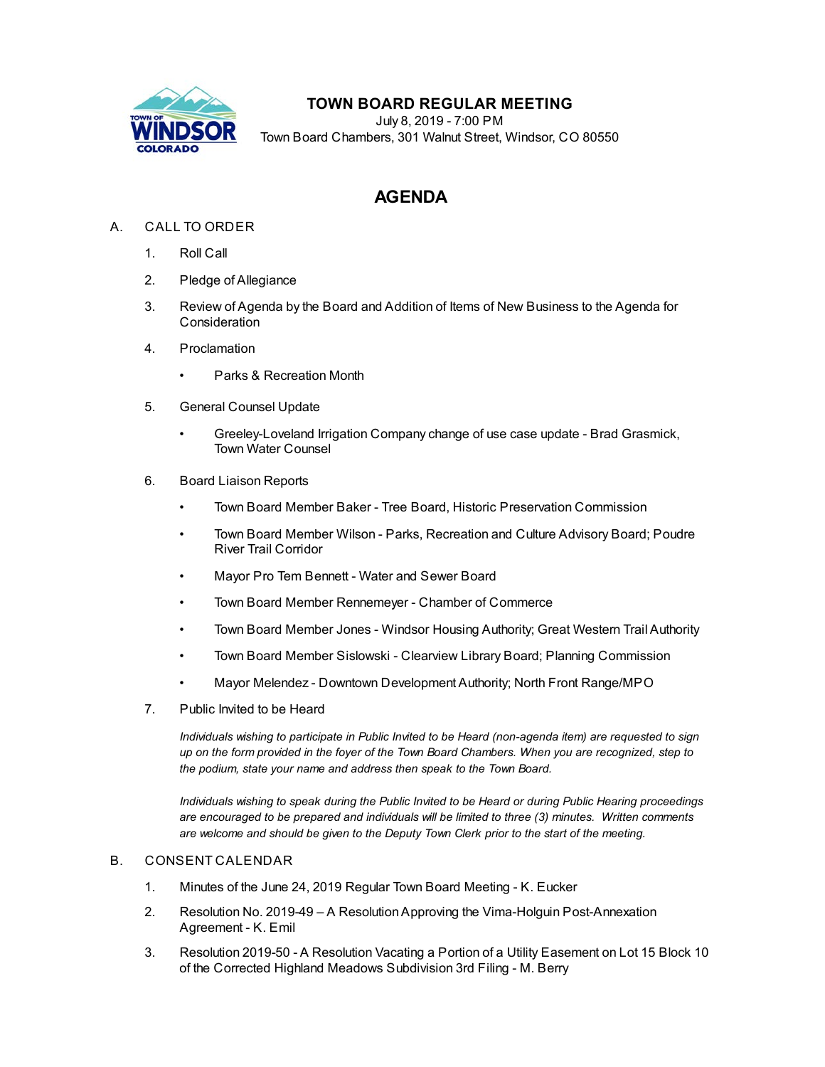# TOWN BOARD REGULAR MEETING

July 8, 2019 - 7:00 PM
Town Board Chambers, 301 Walnut Street, Windsor, CO 80550

## AGENDA

A. CALL TO ORDER

1. Roll Call
2. Pledge of Allegiance
3. Review of Agenda by the Board and Addition of Items of New Business to the Agenda for Consideration
4. Proclamation
   - Parks & Recreation Month
5. General Counsel Update
   - Greeley-Loveland Irrigation Company change of use case update - Brad Grasmick, Town Water Counsel
6. Board Liaison Reports
   - Town Board Member Baker - Tree Board, Historic Preservation Commission
   - Town Board Member Wilson - Parks, Recreation and Culture Advisory Board; Poudre River Trail Corridor
   - Mayor Pro Tem Bennett - Water and Sewer Board
   - Town Board Member Rennemeyer - Chamber of Commerce
   - Town Board Member Jones - Windsor Housing Authority; Great Western Trail Authority
   - Town Board Member Sislowski - Clearview Library Board; Planning Commission
   - Mayor Melendez - Downtown Development Authority; North Front Range/MPO
7. Public Invited to be Heard

   *Individuals wishing to participate in Public Invited to be Heard (non-agenda item) are requested to sign up on the form provided in the foyer of the Town Board Chambers. When you are recognized, step to the podium, state your name and address then speak to the Town Board.*

   *Individuals wishing to speak during the Public Invited to be Heard or during Public Hearing proceedings are encouraged to be prepared and individuals will be limited to three (3) minutes. Written comments are welcome and should be given to the Deputy Town Clerk prior to the start of the meeting.*

B. CONSENT CALENDAR

1. Minutes of the June 24, 2019 Regular Town Board Meeting - K. Eucker
2. Resolution No. 2019-49 – A Resolution Approving the Vima-Holguin Post-Annexation Agreement - K. Emil
3. Resolution 2019-50 - A Resolution Vacating a Portion of a Utility Easement on Lot 15 Block 10 of the Corrected Highland Meadows Subdivision 3rd Filing - M. Berry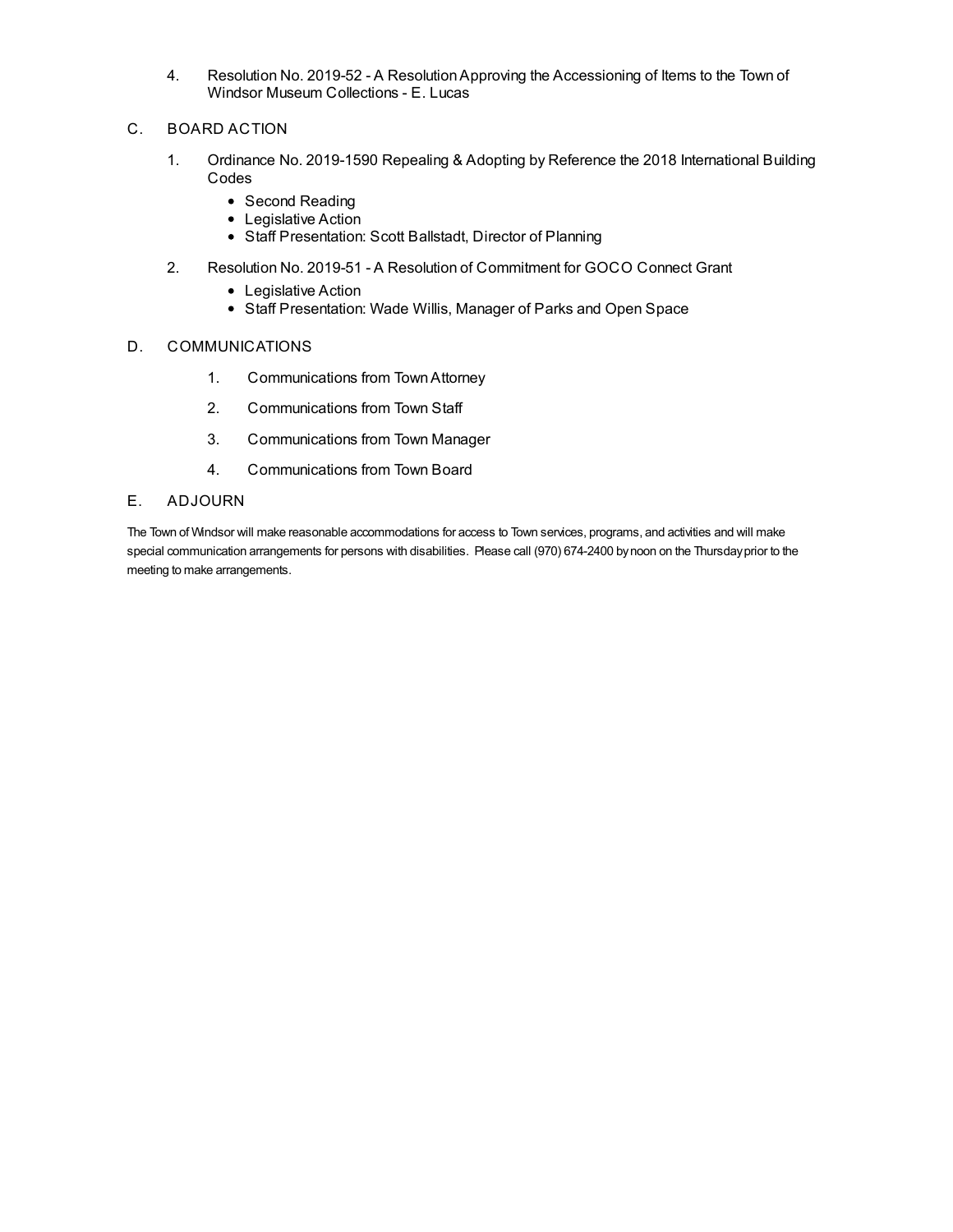4. Resolution No. 2019-52 - A Resolution Approving the Accessioning of Items to the Town of Windsor Museum Collections - E. Lucas

C. BOARD ACTION

1. Ordinance No. 2019-1590 Repealing & Adopting by Reference the 2018 International Building Codes
   - Second Reading
   - Legislative Action
   - Staff Presentation: Scott Ballstadt, Director of Planning

2. Resolution No. 2019-51 - A Resolution of Commitment for GOCO Connect Grant
   - Legislative Action
   - Staff Presentation: Wade Willis, Manager of Parks and Open Space

D. COMMUNICATIONS

1. Communications from Town Attorney
2. Communications from Town Staff
3. Communications from Town Manager
4. Communications from Town Board

E. ADJOURN

The Town of Windsor will make reasonable accommodations for access to Town services, programs, and activities and will make special communication arrangements for persons with disabilities. Please call (970) 674-2400 by noon on the Thursday prior to the meeting to make arrangements.